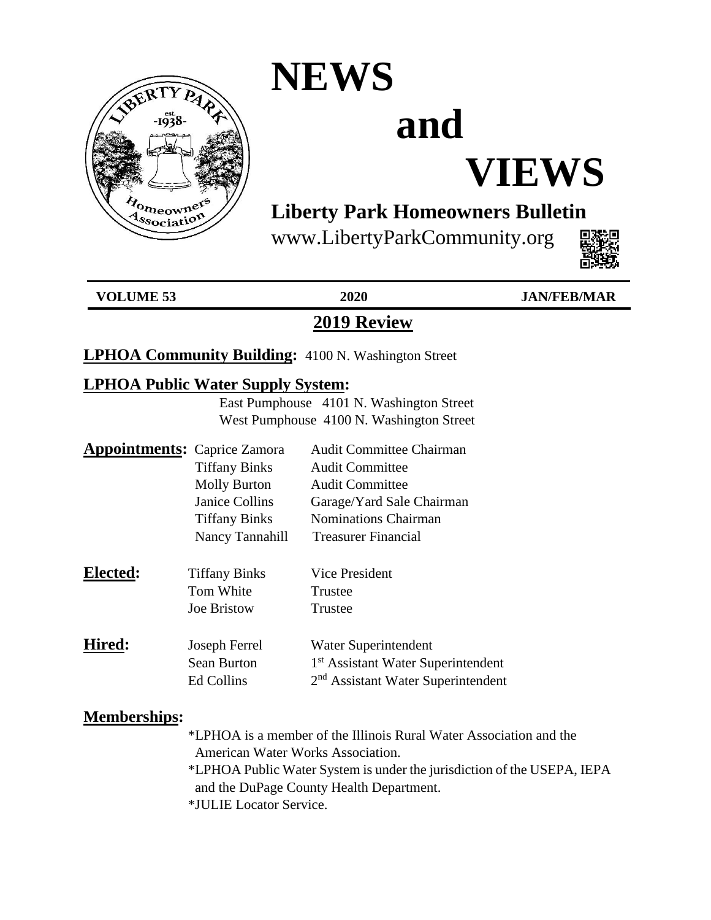# NEWS and VIEWS

## Liberty Park Homeowners Bulletin

www.LibertyParkCommunity.org

**VOLUME 53** **2020** **JAN/FEB/MAR**

## 2019 Review

**LPHOA Community Building:** 4100 N. Washington Street

**LPHOA Public Water Supply System:**

East Pumphouse 4101 N. Washington Street
West Pumphouse 4100 N. Washington Street

**Appointments:**

| | |
|---|---|
| Caprice Zamora | Audit Committee Chairman |
| Tiffany Binks | Audit Committee |
| Molly Burton | Audit Committee |
| Janice Collins | Garage/Yard Sale Chairman |
| Tiffany Binks | Nominations Chairman |
| Nancy Tannahill | Treasurer Financial |

**Elected:**

| | |
|---|---|
| Tiffany Binks | Vice President |
| Tom White | Trustee |
| Joe Bristow | Trustee |

**Hired:**

| | |
|---|---|
| Joseph Ferrel | Water Superintendent |
| Sean Burton | 1st Assistant Water Superintendent |
| Ed Collins | 2nd Assistant Water Superintendent |

**Memberships:**

*LPHOA is a member of the Illinois Rural Water Association and the American Water Works Association.
*LPHOA Public Water System is under the jurisdiction of the USEPA, IEPA and the DuPage County Health Department.
*JULIE Locator Service.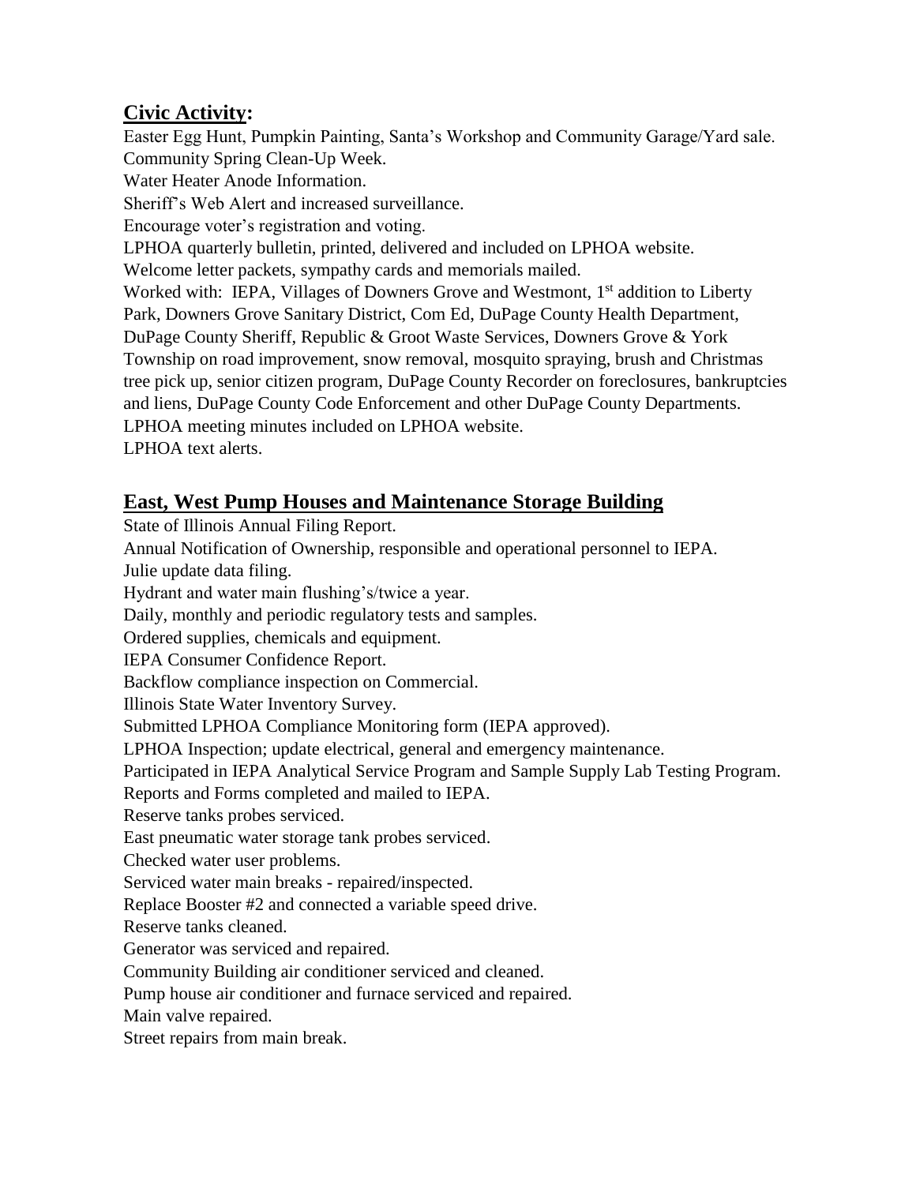## **Civic Activity:**

Easter Egg Hunt, Pumpkin Painting, Santa's Workshop and Community Garage/Yard sale.
Community Spring Clean-Up Week.
Water Heater Anode Information.
Sheriff's Web Alert and increased surveillance.
Encourage voter's registration and voting.
LPHOA quarterly bulletin, printed, delivered and included on LPHOA website.
Welcome letter packets, sympathy cards and memorials mailed.
Worked with: IEPA, Villages of Downers Grove and Westmont, 1st addition to Liberty Park, Downers Grove Sanitary District, Com Ed, DuPage County Health Department, DuPage County Sheriff, Republic & Groot Waste Services, Downers Grove & York Township on road improvement, snow removal, mosquito spraying, brush and Christmas tree pick up, senior citizen program, DuPage County Recorder on foreclosures, bankruptcies and liens, DuPage County Code Enforcement and other DuPage County Departments.
LPHOA meeting minutes included on LPHOA website.
LPHOA text alerts.

## **East, West Pump Houses and Maintenance Storage Building**

State of Illinois Annual Filing Report.
Annual Notification of Ownership, responsible and operational personnel to IEPA.
Julie update data filing.
Hydrant and water main flushing's/twice a year.
Daily, monthly and periodic regulatory tests and samples.
Ordered supplies, chemicals and equipment.
IEPA Consumer Confidence Report.
Backflow compliance inspection on Commercial.
Illinois State Water Inventory Survey.
Submitted LPHOA Compliance Monitoring form (IEPA approved).
LPHOA Inspection; update electrical, general and emergency maintenance.
Participated in IEPA Analytical Service Program and Sample Supply Lab Testing Program.
Reports and Forms completed and mailed to IEPA.
Reserve tanks probes serviced.
East pneumatic water storage tank probes serviced.
Checked water user problems.
Serviced water main breaks - repaired/inspected.
Replace Booster #2 and connected a variable speed drive.
Reserve tanks cleaned.
Generator was serviced and repaired.
Community Building air conditioner serviced and cleaned.
Pump house air conditioner and furnace serviced and repaired.
Main valve repaired.
Street repairs from main break.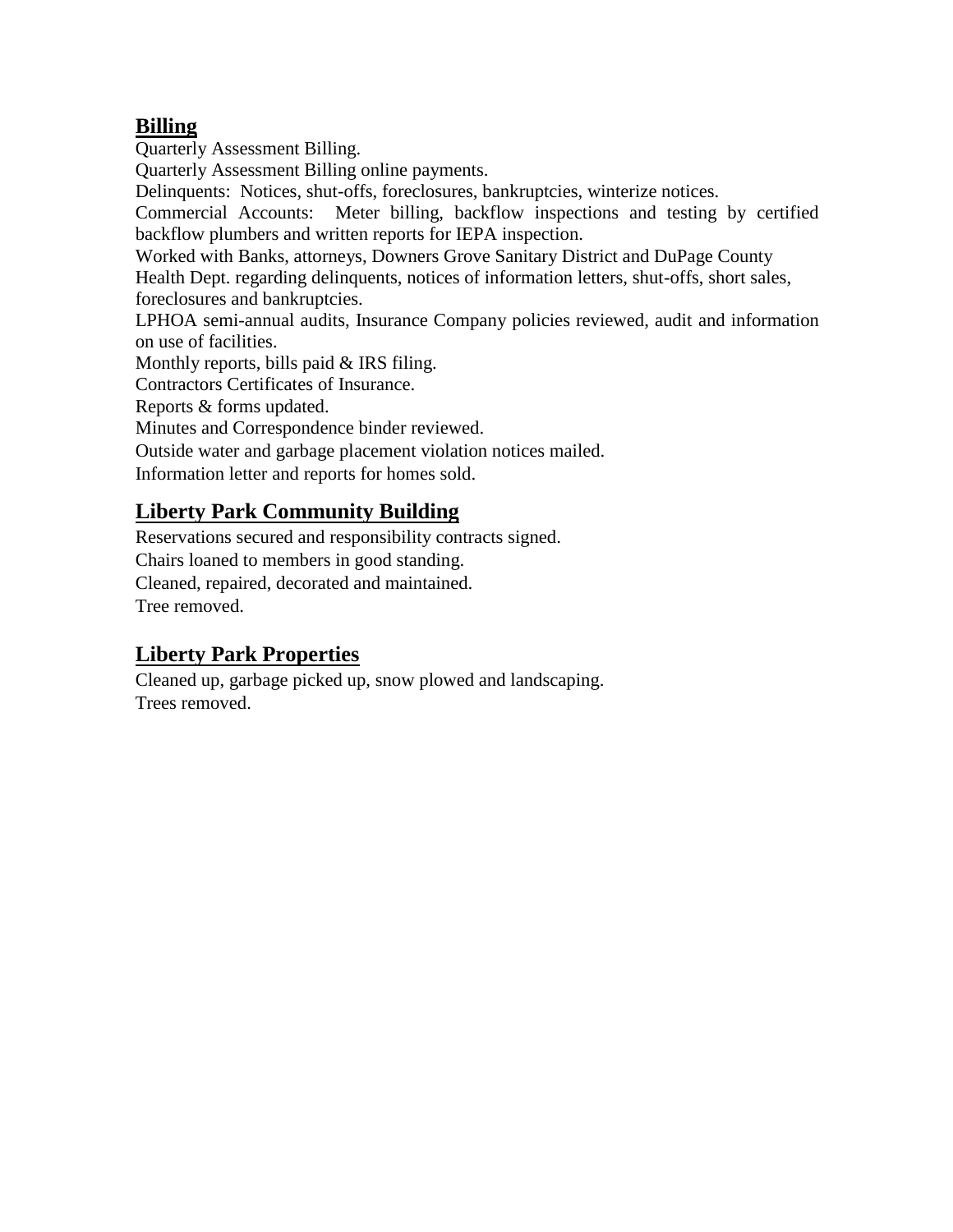## Billing

Quarterly Assessment Billing.

Quarterly Assessment Billing online payments.

Delinquents: Notices, shut-offs, foreclosures, bankruptcies, winterize notices.

Commercial Accounts: Meter billing, backflow inspections and testing by certified backflow plumbers and written reports for IEPA inspection.

Worked with Banks, attorneys, Downers Grove Sanitary District and DuPage County Health Dept. regarding delinquents, notices of information letters, shut-offs, short sales, foreclosures and bankruptcies.

LPHOA semi-annual audits, Insurance Company policies reviewed, audit and information on use of facilities.

Monthly reports, bills paid & IRS filing.

Contractors Certificates of Insurance.

Reports & forms updated.

Minutes and Correspondence binder reviewed.

Outside water and garbage placement violation notices mailed.

Information letter and reports for homes sold.

## Liberty Park Community Building

Reservations secured and responsibility contracts signed.

Chairs loaned to members in good standing.

Cleaned, repaired, decorated and maintained.

Tree removed.

## Liberty Park Properties

Cleaned up, garbage picked up, snow plowed and landscaping.

Trees removed.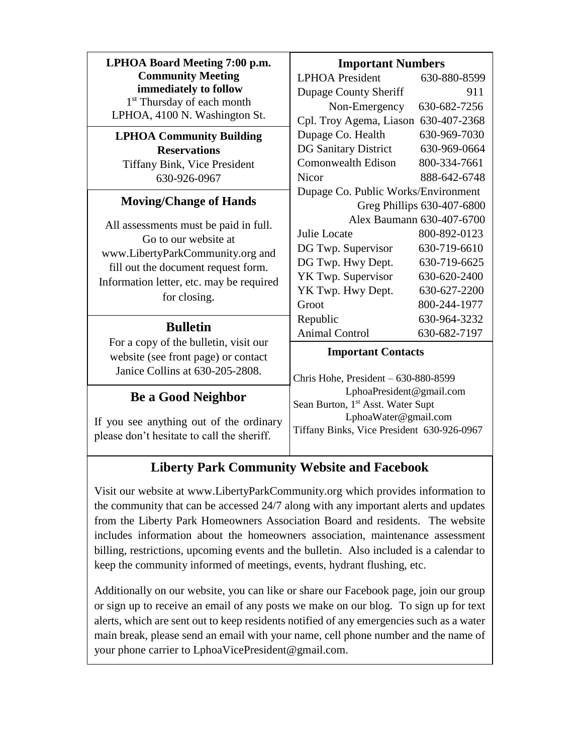**LPHOA Board Meeting 7:00 p.m.**
**Community Meeting immediately to follow**
1st Thursday of each month
LPHOA, 4100 N. Washington St.

**LPHOA Community Building Reservations**
Tiffany Bink, Vice President
630-926-0967

## Moving/Change of Hands

All assessments must be paid in full. Go to our website at www.LibertyParkCommunity.org and fill out the document request form. Information letter, etc. may be required for closing.

## Bulletin

For a copy of the bulletin, visit our website (see front page) or contact Janice Collins at 630-205-2808.

## Be a Good Neighbor

If you see anything out of the ordinary please don't hesitate to call the sheriff.

## Important Numbers

| | |
|---|---|
| LPHOA President | 630-880-8599 |
| Dupage County Sheriff | 911 |
| Non-Emergency | 630-682-7256 |
| Cpl. Troy Agema, Liason | 630-407-2368 |
| Dupage Co. Health | 630-969-7030 |
| DG Sanitary District | 630-969-0664 |
| Comonwealth Edison | 800-334-7661 |
| Nicor | 888-642-6748 |
| Dupage Co. Public Works/Environment | |
| Greg Phillips | 630-407-6800 |
| Alex Baumann | 630-407-6700 |
| Julie Locate | 800-892-0123 |
| DG Twp. Supervisor | 630-719-6610 |
| DG Twp. Hwy Dept. | 630-719-6625 |
| YK Twp. Supervisor | 630-620-2400 |
| YK Twp. Hwy Dept. | 630-627-2200 |
| Groot | 800-244-1977 |
| Republic | 630-964-3232 |
| Animal Control | 630-682-7197 |

**Important Contacts**

Chris Hohe, President – 630-880-8599
LphoaPresident@gmail.com
Sean Burton, 1st Asst. Water Supt
LphoaWater@gmail.com
Tiffany Binks, Vice President 630-926-0967

## Liberty Park Community Website and Facebook

Visit our website at www.LibertyParkCommunity.org which provides information to the community that can be accessed 24/7 along with any important alerts and updates from the Liberty Park Homeowners Association Board and residents. The website includes information about the homeowners association, maintenance assessment billing, restrictions, upcoming events and the bulletin. Also included is a calendar to keep the community informed of meetings, events, hydrant flushing, etc.

Additionally on our website, you can like or share our Facebook page, join our group or sign up to receive an email of any posts we make on our blog. To sign up for text alerts, which are sent out to keep residents notified of any emergencies such as a water main break, please send an email with your name, cell phone number and the name of your phone carrier to LphoaVicePresident@gmail.com.